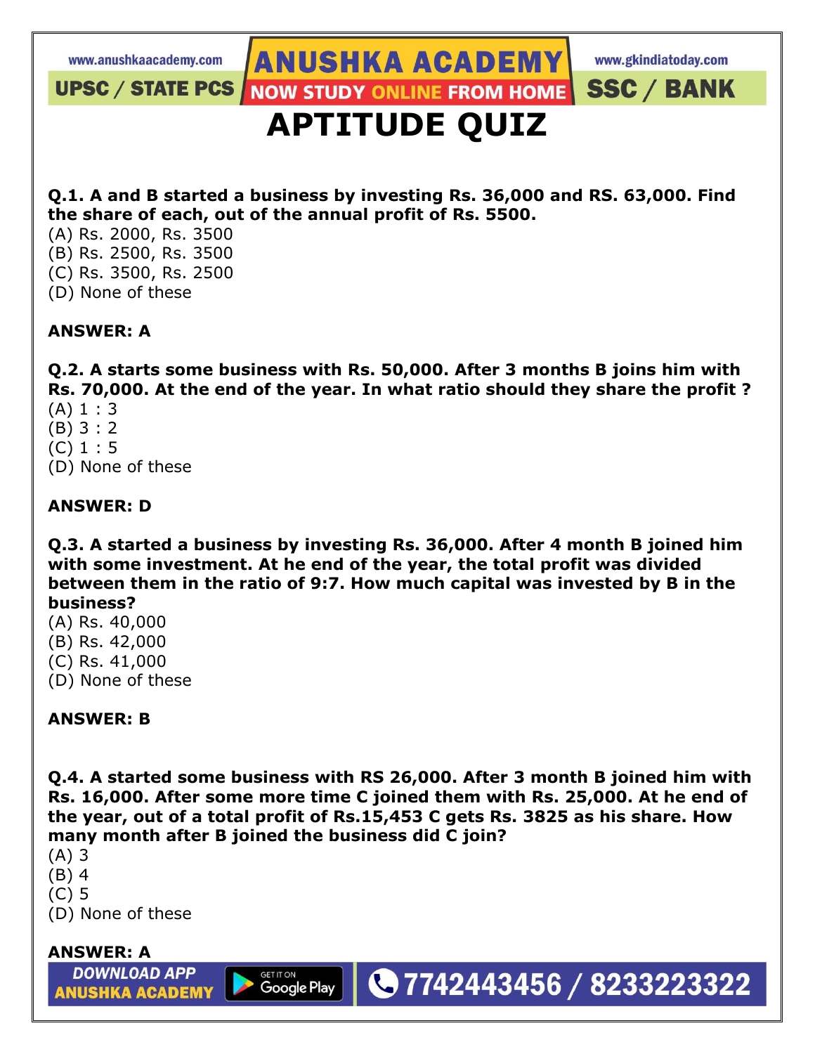# APTITUDE QUIZ

**Q.1. A and B started a business by investing Rs. 36,000 and RS. 63,000. Find the share of each, out of the annual profit of Rs. 5500.**

(A) Rs. 2000, Rs. 3500
(B) Rs. 2500, Rs. 3500
(C) Rs. 3500, Rs. 2500
(D) None of these

**ANSWER: A**

**Q.2. A starts some business with Rs. 50,000. After 3 months B joins him with Rs. 70,000. At the end of the year. In what ratio should they share the profit ?**

(A) 1 : 3
(B) 3 : 2
(C) 1 : 5
(D) None of these

**ANSWER: D**

**Q.3. A started a business by investing Rs. 36,000. After 4 month B joined him with some investment. At he end of the year, the total profit was divided between them in the ratio of 9:7. How much capital was invested by B in the business?**

(A) Rs. 40,000
(B) Rs. 42,000
(C) Rs. 41,000
(D) None of these

**ANSWER: B**

**Q.4. A started some business with RS 26,000. After 3 month B joined him with Rs. 16,000. After some more time C joined them with Rs. 25,000. At he end of the year, out of a total profit of Rs.15,453 C gets Rs. 3825 as his share. How many month after B joined the business did C join?**

(A) 3
(B) 4
(C) 5
(D) None of these

**ANSWER: A**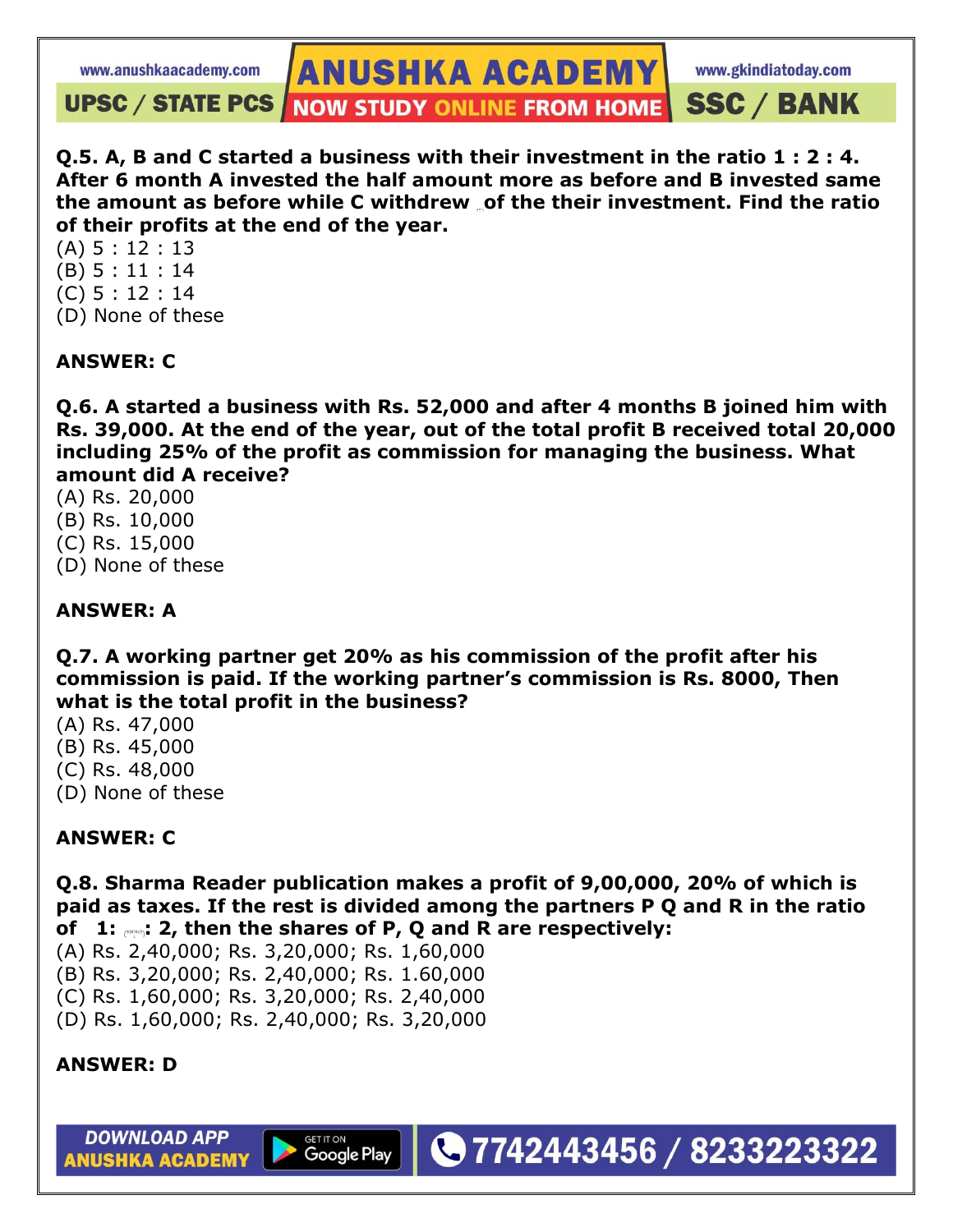**Q.5. A, B and C started a business with their investment in the ratio 1 : 2 : 4. After 6 month A invested the half amount more as before and B invested same the amount as before while C withdrew of the their investment. Find the ratio of their profits at the end of the year.**

(A) 5 : 12 : 13
(B) 5 : 11 : 14
(C) 5 : 12 : 14
(D) None of these

**ANSWER: C**

**Q.6. A started a business with Rs. 52,000 and after 4 months B joined him with Rs. 39,000. At the end of the year, out of the total profit B received total 20,000 including 25% of the profit as commission for managing the business. What amount did A receive?**

(A) Rs. 20,000
(B) Rs. 10,000
(C) Rs. 15,000
(D) None of these

**ANSWER: A**

**Q.7. A working partner get 20% as his commission of the profit after his commission is paid. If the working partner's commission is Rs. 8000, Then what is the total profit in the business?**

(A) Rs. 47,000
(B) Rs. 45,000
(C) Rs. 48,000
(D) None of these

**ANSWER: C**

**Q.8. Sharma Reader publication makes a profit of 9,00,000, 20% of which is paid as taxes. If the rest is divided among the partners P Q and R in the ratio of 1: : 2, then the shares of P, Q and R are respectively:**

(A) Rs. 2,40,000; Rs. 3,20,000; Rs. 1,60,000
(B) Rs. 3,20,000; Rs. 2,40,000; Rs. 1.60,000
(C) Rs. 1,60,000; Rs. 3,20,000; Rs. 2,40,000
(D) Rs. 1,60,000; Rs. 2,40,000; Rs. 3,20,000

**ANSWER: D**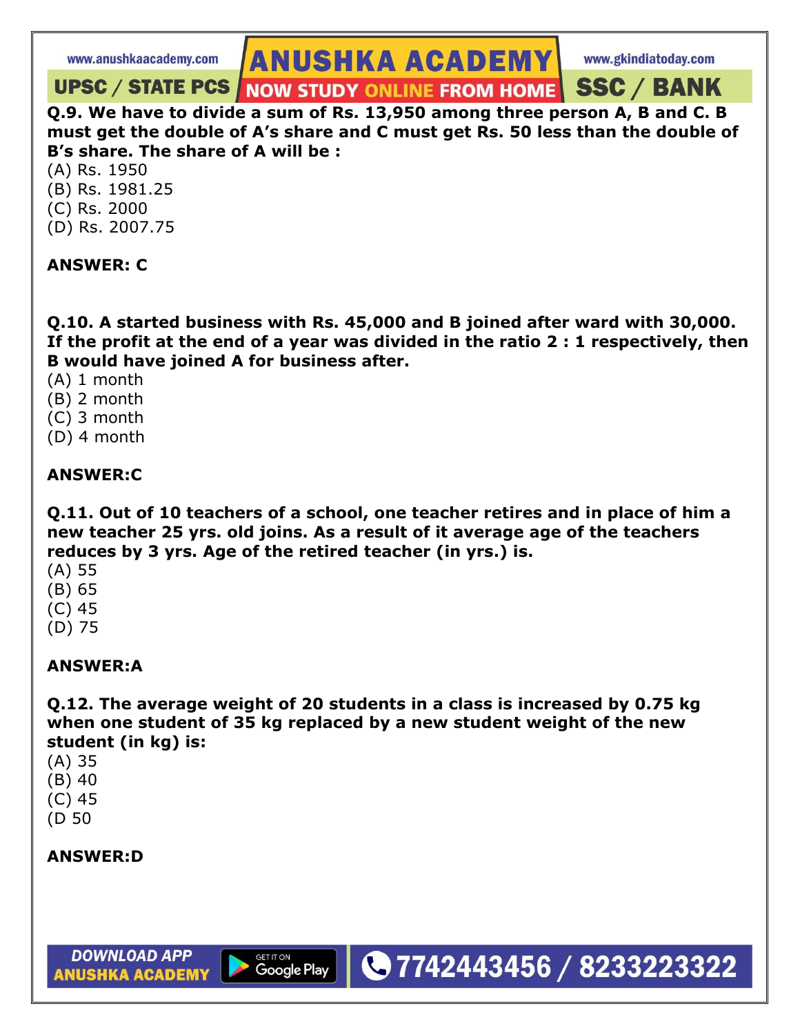**Q.9. We have to divide a sum of Rs. 13,950 among three person A, B and C. B must get the double of A's share and C must get Rs. 50 less than the double of B's share. The share of A will be :**

(A) Rs. 1950
(B) Rs. 1981.25
(C) Rs. 2000
(D) Rs. 2007.75

**ANSWER: C**

**Q.10. A started business with Rs. 45,000 and B joined after ward with 30,000. If the profit at the end of a year was divided in the ratio 2 : 1 respectively, then B would have joined A for business after.**

(A) 1 month
(B) 2 month
(C) 3 month
(D) 4 month

**ANSWER:C**

**Q.11. Out of 10 teachers of a school, one teacher retires and in place of him a new teacher 25 yrs. old joins. As a result of it average age of the teachers reduces by 3 yrs. Age of the retired teacher (in yrs.) is.**

(A) 55
(B) 65
(C) 45
(D) 75

**ANSWER:A**

**Q.12. The average weight of 20 students in a class is increased by 0.75 kg when one student of 35 kg replaced by a new student weight of the new student (in kg) is:**

(A) 35
(B) 40
(C) 45
(D 50

**ANSWER:D**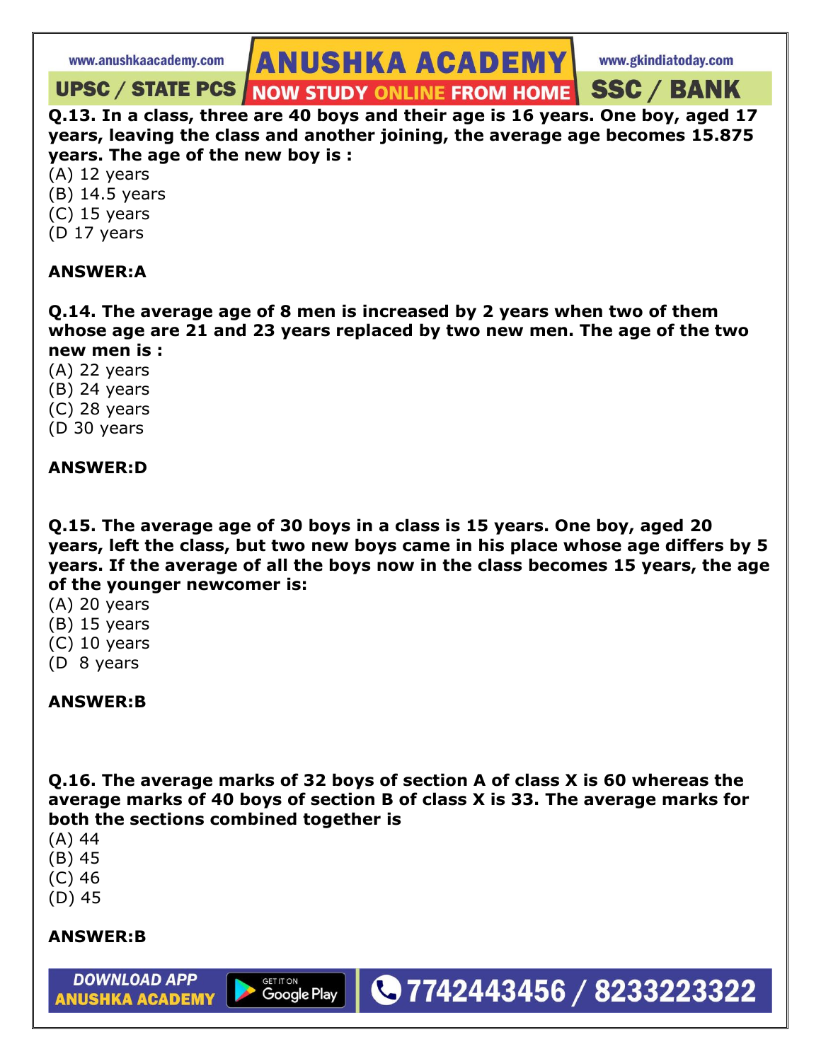**Q.13. In a class, three are 40 boys and their age is 16 years. One boy, aged 17 years, leaving the class and another joining, the average age becomes 15.875 years. The age of the new boy is :**

(A) 12 years
(B) 14.5 years
(C) 15 years
(D 17 years

**ANSWER:A**

**Q.14. The average age of 8 men is increased by 2 years when two of them whose age are 21 and 23 years replaced by two new men. The age of the two new men is :**

(A) 22 years
(B) 24 years
(C) 28 years
(D 30 years

**ANSWER:D**

**Q.15. The average age of 30 boys in a class is 15 years. One boy, aged 20 years, left the class, but two new boys came in his place whose age differs by 5 years. If the average of all the boys now in the class becomes 15 years, the age of the younger newcomer is:**

(A) 20 years
(B) 15 years
(C) 10 years
(D  8 years

**ANSWER:B**

**Q.16. The average marks of 32 boys of section A of class X is 60 whereas the average marks of 40 boys of section B of class X is 33. The average marks for both the sections combined together is**

(A) 44
(B) 45
(C) 46
(D) 45

**ANSWER:B**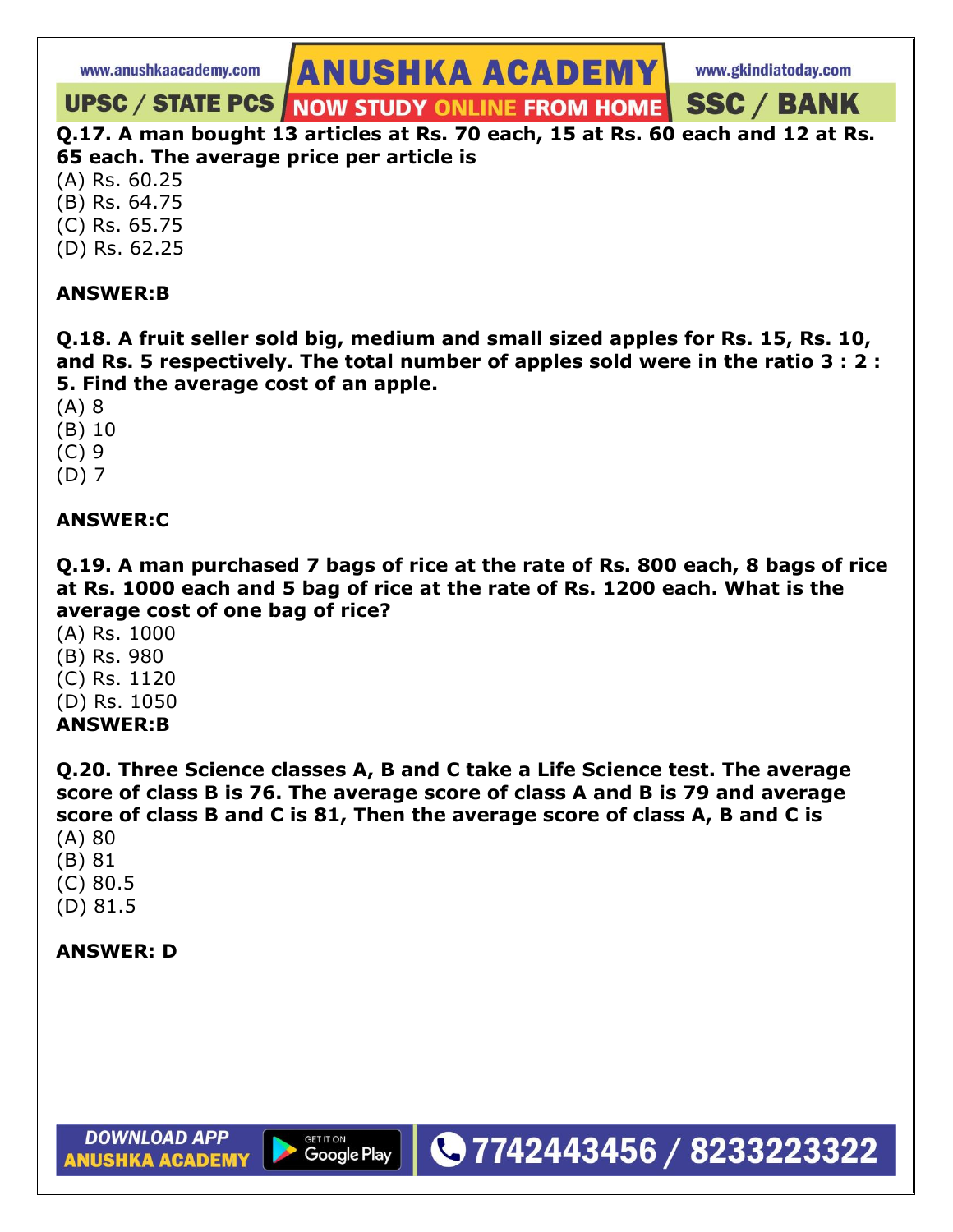**Q.17. A man bought 13 articles at Rs. 70 each, 15 at Rs. 60 each and 12 at Rs. 65 each. The average price per article is**

(A) Rs. 60.25
(B) Rs. 64.75
(C) Rs. 65.75
(D) Rs. 62.25

**ANSWER:B**

**Q.18. A fruit seller sold big, medium and small sized apples for Rs. 15, Rs. 10, and Rs. 5 respectively. The total number of apples sold were in the ratio 3 : 2 : 5. Find the average cost of an apple.**

(A) 8
(B) 10
(C) 9
(D) 7

**ANSWER:C**

**Q.19. A man purchased 7 bags of rice at the rate of Rs. 800 each, 8 bags of rice at Rs. 1000 each and 5 bag of rice at the rate of Rs. 1200 each. What is the average cost of one bag of rice?**

(A) Rs. 1000
(B) Rs. 980
(C) Rs. 1120
(D) Rs. 1050

**ANSWER:B**

**Q.20. Three Science classes A, B and C take a Life Science test. The average score of class B is 76. The average score of class A and B is 79 and average score of class B and C is 81, Then the average score of class A, B and C is**

(A) 80
(B) 81
(C) 80.5
(D) 81.5

**ANSWER: D**